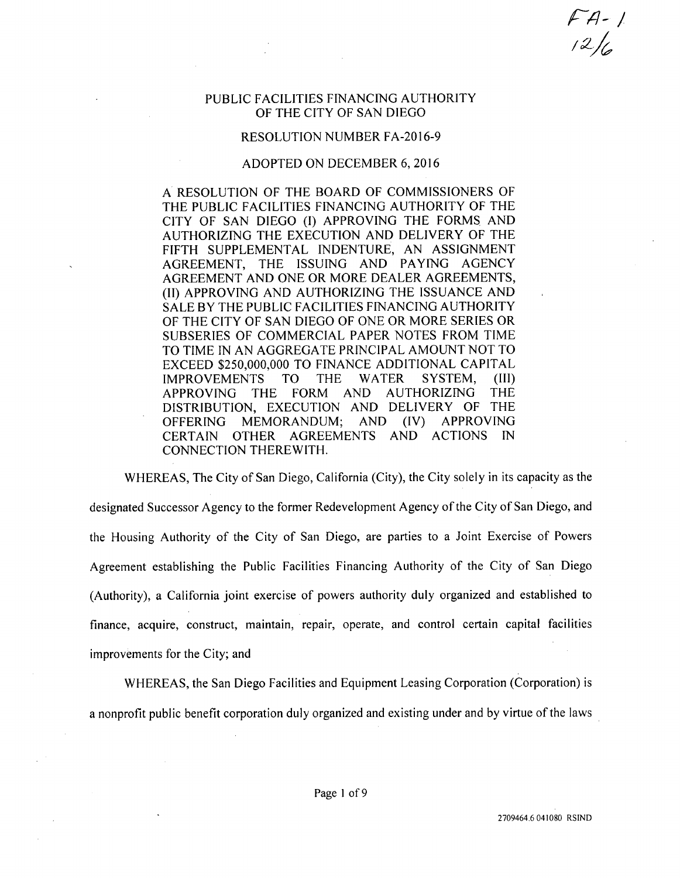FA-1
12/6

# PUBLIC FACILITIES FINANCING AUTHORITY OF THE CITY OF SAN DIEGO

## RESOLUTION NUMBER FA-2016-9

## ADOPTED ON DECEMBER 6, 2016

A RESOLUTION OF THE BOARD OF COMMISSIONERS OF THE PUBLIC FACILITIES FINANCING AUTHORITY OF THE CITY OF SAN DIEGO (I) APPROVING THE FORMS AND AUTHORIZING THE EXECUTION AND DELIVERY OF THE FIFTH SUPPLEMENTAL INDENTURE, AN ASSIGNMENT AGREEMENT, THE ISSUING AND PAYING AGENCY AGREEMENT AND ONE OR MORE DEALER AGREEMENTS, (II) APPROVING AND AUTHORIZING THE ISSUANCE AND SALE BY THE PUBLIC FACILITIES FINANCING AUTHORITY OF THE CITY OF SAN DIEGO OF ONE OR MORE SERIES OR SUBSERIES OF COMMERCIAL PAPER NOTES FROM TIME TO TIME IN AN AGGREGATE PRINCIPAL AMOUNT NOT TO EXCEED $250,000,000 TO FINANCE ADDITIONAL CAPITAL IMPROVEMENTS TO THE WATER SYSTEM, (III) APPROVING THE FORM AND AUTHORIZING THE DISTRIBUTION, EXECUTION AND DELIVERY OF THE OFFERING MEMORANDUM; AND (IV) APPROVING CERTAIN OTHER AGREEMENTS AND ACTIONS IN CONNECTION THEREWITH.

WHEREAS, The City of San Diego, California (City), the City solely in its capacity as the designated Successor Agency to the former Redevelopment Agency of the City of San Diego, and the Housing Authority of the City of San Diego, are parties to a Joint Exercise of Powers Agreement establishing the Public Facilities Financing Authority of the City of San Diego (Authority), a California joint exercise of powers authority duly organized and established to finance, acquire, construct, maintain, repair, operate, and control certain capital facilities improvements for the City; and

WHEREAS, the San Diego Facilities and Equipment Leasing Corporation (Corporation) is a nonprofit public benefit corporation duly organized and existing under and by virtue of the laws

2709464.6 041080 RSIND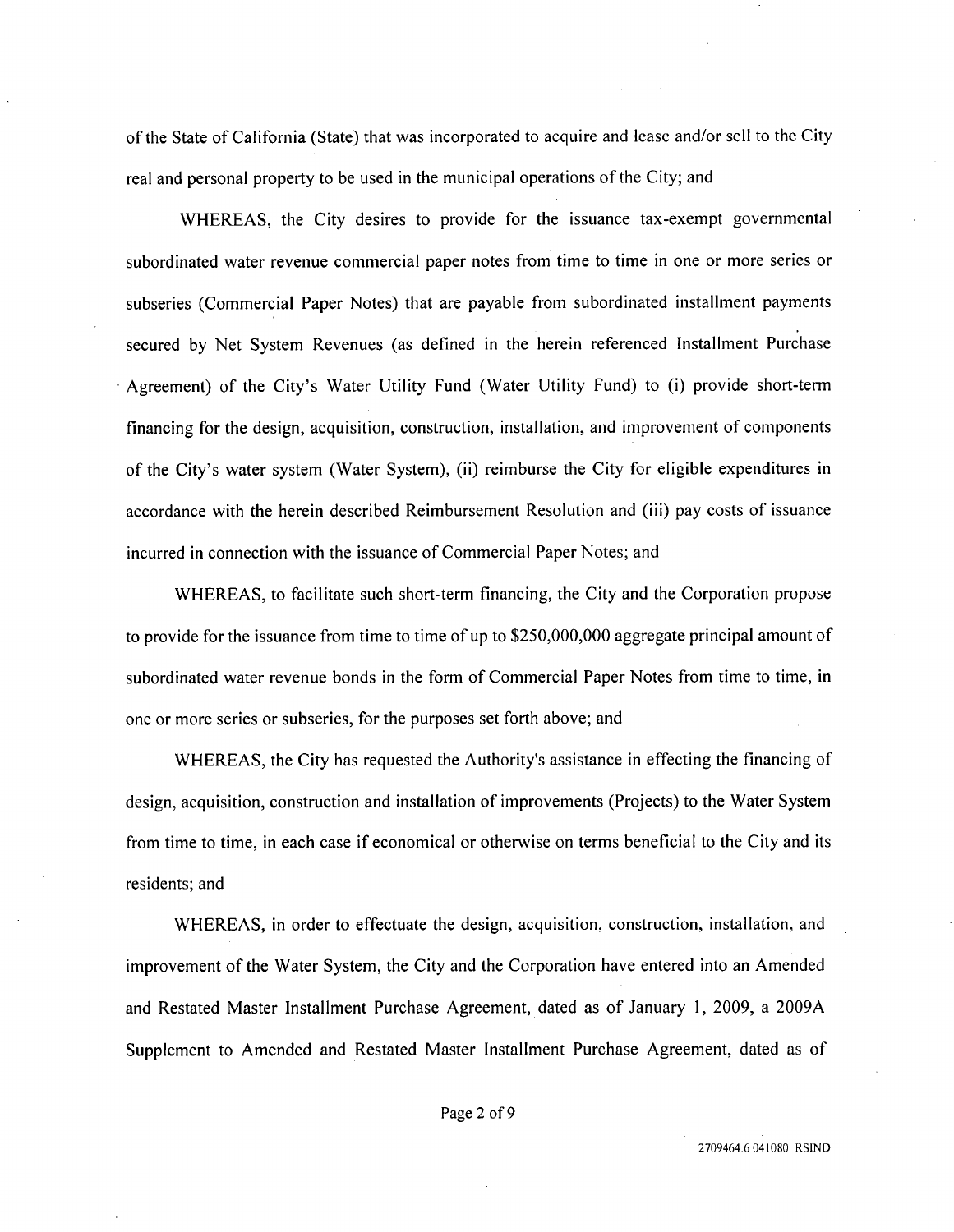of the State of California (State) that was incorporated to acquire and lease and/or sell to the City real and personal property to be used in the municipal operations of the City; and

WHEREAS, the City desires to provide for the issuance tax-exempt governmental subordinated water revenue commercial paper notes from time to time in one or more series or subseries (Commercial Paper Notes) that are payable from subordinated installment payments secured by Net System Revenues (as defined in the herein referenced Installment Purchase Agreement) of the City's Water Utility Fund (Water Utility Fund) to (i) provide short-term financing for the design, acquisition, construction, installation, and improvement of components of the City's water system (Water System), (ii) reimburse the City for eligible expenditures in accordance with the herein described Reimbursement Resolution and (iii) pay costs of issuance incurred in connection with the issuance of Commercial Paper Notes; and

WHEREAS, to facilitate such short-term financing, the City and the Corporation propose to provide for the issuance from time to time of up to $250,000,000 aggregate principal amount of subordinated water revenue bonds in the form of Commercial Paper Notes from time to time, in one or more series or subseries, for the purposes set forth above; and

WHEREAS, the City has requested the Authority's assistance in effecting the financing of design, acquisition, construction and installation of improvements (Projects) to the Water System from time to time, in each case if economical or otherwise on terms beneficial to the City and its residents; and

WHEREAS, in order to effectuate the design, acquisition, construction, installation, and improvement of the Water System, the City and the Corporation have entered into an Amended and Restated Master Installment Purchase Agreement, dated as of January 1, 2009, a 2009A Supplement to Amended and Restated Master Installment Purchase Agreement, dated as of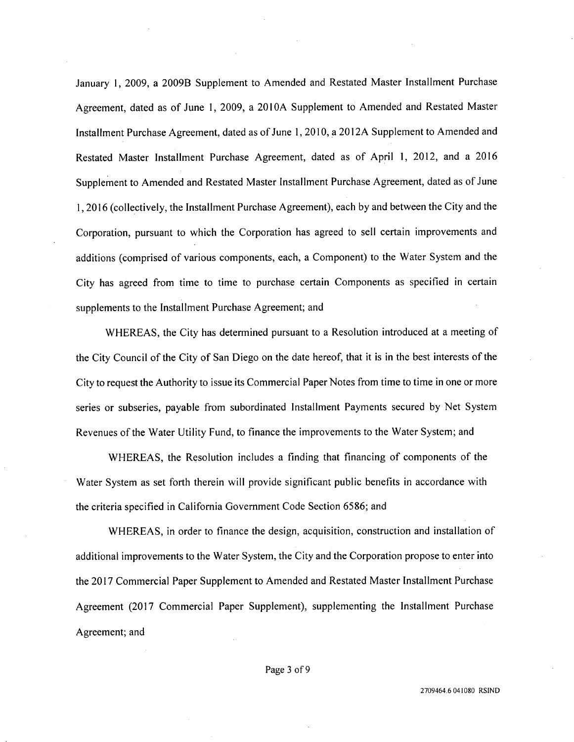January 1, 2009, a 2009B Supplement to Amended and Restated Master Installment Purchase Agreement, dated as of June 1, 2009, a 2010A Supplement to Amended and Restated Master Installment Purchase Agreement, dated as of June 1, 2010, a 2012A Supplement to Amended and Restated Master Installment Purchase Agreement, dated as of April 1, 2012, and a 2016 Supplement to Amended and Restated Master Installment Purchase Agreement, dated as of June 1, 2016 (collectively, the Installment Purchase Agreement), each by and between the City and the Corporation, pursuant to which the Corporation has agreed to sell certain improvements and additions (comprised of various components, each, a Component) to the Water System and the City has agreed from time to time to purchase certain Components as specified in certain supplements to the Installment Purchase Agreement; and

WHEREAS, the City has determined pursuant to a Resolution introduced at a meeting of the City Council of the City of San Diego on the date hereof, that it is in the best interests of the City to request the Authority to issue its Commercial Paper Notes from time to time in one or more series or subseries, payable from subordinated Installment Payments secured by Net System Revenues of the Water Utility Fund, to finance the improvements to the Water System; and

WHEREAS, the Resolution includes a finding that financing of components of the Water System as set forth therein will provide significant public benefits in accordance with the criteria specified in California Government Code Section 6586; and

WHEREAS, in order to finance the design, acquisition, construction and installation of additional improvements to the Water System, the City and the Corporation propose to enter into the 2017 Commercial Paper Supplement to Amended and Restated Master Installment Purchase Agreement (2017 Commercial Paper Supplement), supplementing the Installment Purchase Agreement; and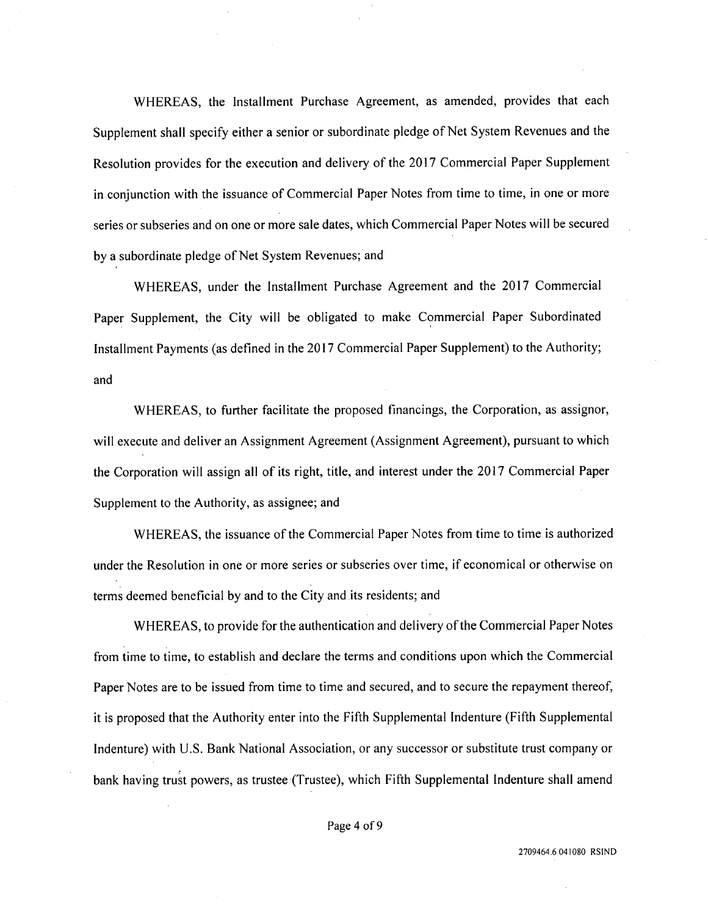WHEREAS, the Installment Purchase Agreement, as amended, provides that each Supplement shall specify either a senior or subordinate pledge of Net System Revenues and the Resolution provides for the execution and delivery of the 2017 Commercial Paper Supplement in conjunction with the issuance of Commercial Paper Notes from time to time, in one or more series or subseries and on one or more sale dates, which Commercial Paper Notes will be secured by a subordinate pledge of Net System Revenues; and

WHEREAS, under the Installment Purchase Agreement and the 2017 Commercial Paper Supplement, the City will be obligated to make Commercial Paper Subordinated Installment Payments (as defined in the 2017 Commercial Paper Supplement) to the Authority; and

WHEREAS, to further facilitate the proposed financings, the Corporation, as assignor, will execute and deliver an Assignment Agreement (Assignment Agreement), pursuant to which the Corporation will assign all of its right, title, and interest under the 2017 Commercial Paper Supplement to the Authority, as assignee; and

WHEREAS, the issuance of the Commercial Paper Notes from time to time is authorized under the Resolution in one or more series or subseries over time, if economical or otherwise on terms deemed beneficial by and to the City and its residents; and

WHEREAS, to provide for the authentication and delivery of the Commercial Paper Notes from time to time, to establish and declare the terms and conditions upon which the Commercial Paper Notes are to be issued from time to time and secured, and to secure the repayment thereof, it is proposed that the Authority enter into the Fifth Supplemental Indenture (Fifth Supplemental Indenture) with U.S. Bank National Association, or any successor or substitute trust company or bank having trust powers, as trustee (Trustee), which Fifth Supplemental Indenture shall amend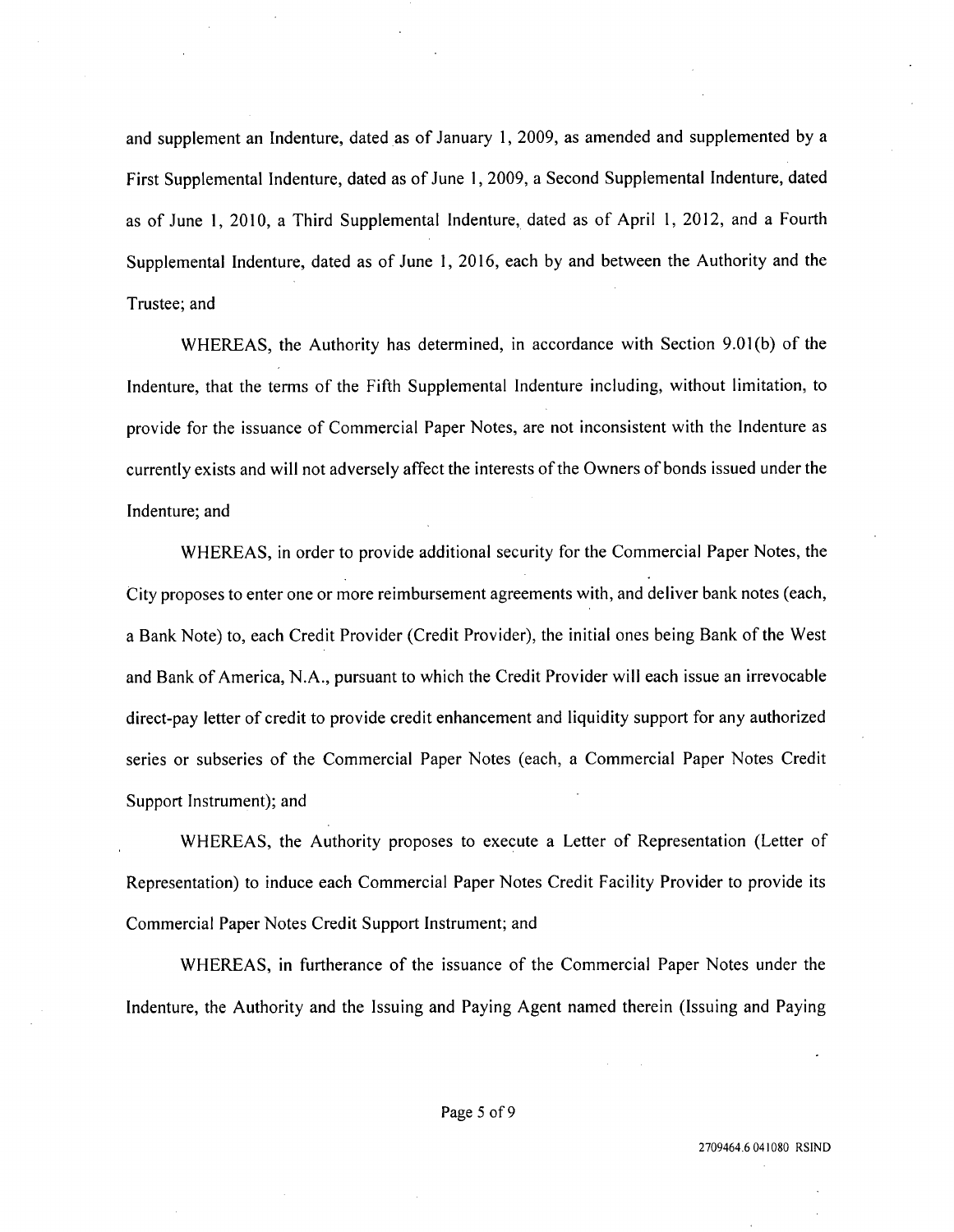and supplement an Indenture, dated as of January 1, 2009, as amended and supplemented by a First Supplemental Indenture, dated as of June 1, 2009, a Second Supplemental Indenture, dated as of June 1, 2010, a Third Supplemental Indenture, dated as of April 1, 2012, and a Fourth Supplemental Indenture, dated as of June 1, 2016, each by and between the Authority and the Trustee; and

WHEREAS, the Authority has determined, in accordance with Section 9.01(b) of the Indenture, that the terms of the Fifth Supplemental Indenture including, without limitation, to provide for the issuance of Commercial Paper Notes, are not inconsistent with the Indenture as currently exists and will not adversely affect the interests of the Owners of bonds issued under the Indenture; and

WHEREAS, in order to provide additional security for the Commercial Paper Notes, the City proposes to enter one or more reimbursement agreements with, and deliver bank notes (each, a Bank Note) to, each Credit Provider (Credit Provider), the initial ones being Bank of the West and Bank of America, N.A., pursuant to which the Credit Provider will each issue an irrevocable direct-pay letter of credit to provide credit enhancement and liquidity support for any authorized series or subseries of the Commercial Paper Notes (each, a Commercial Paper Notes Credit Support Instrument); and

WHEREAS, the Authority proposes to execute a Letter of Representation (Letter of Representation) to induce each Commercial Paper Notes Credit Facility Provider to provide its Commercial Paper Notes Credit Support Instrument; and

WHEREAS, in furtherance of the issuance of the Commercial Paper Notes under the Indenture, the Authority and the Issuing and Paying Agent named therein (Issuing and Paying

2709464.6 041080 RSIND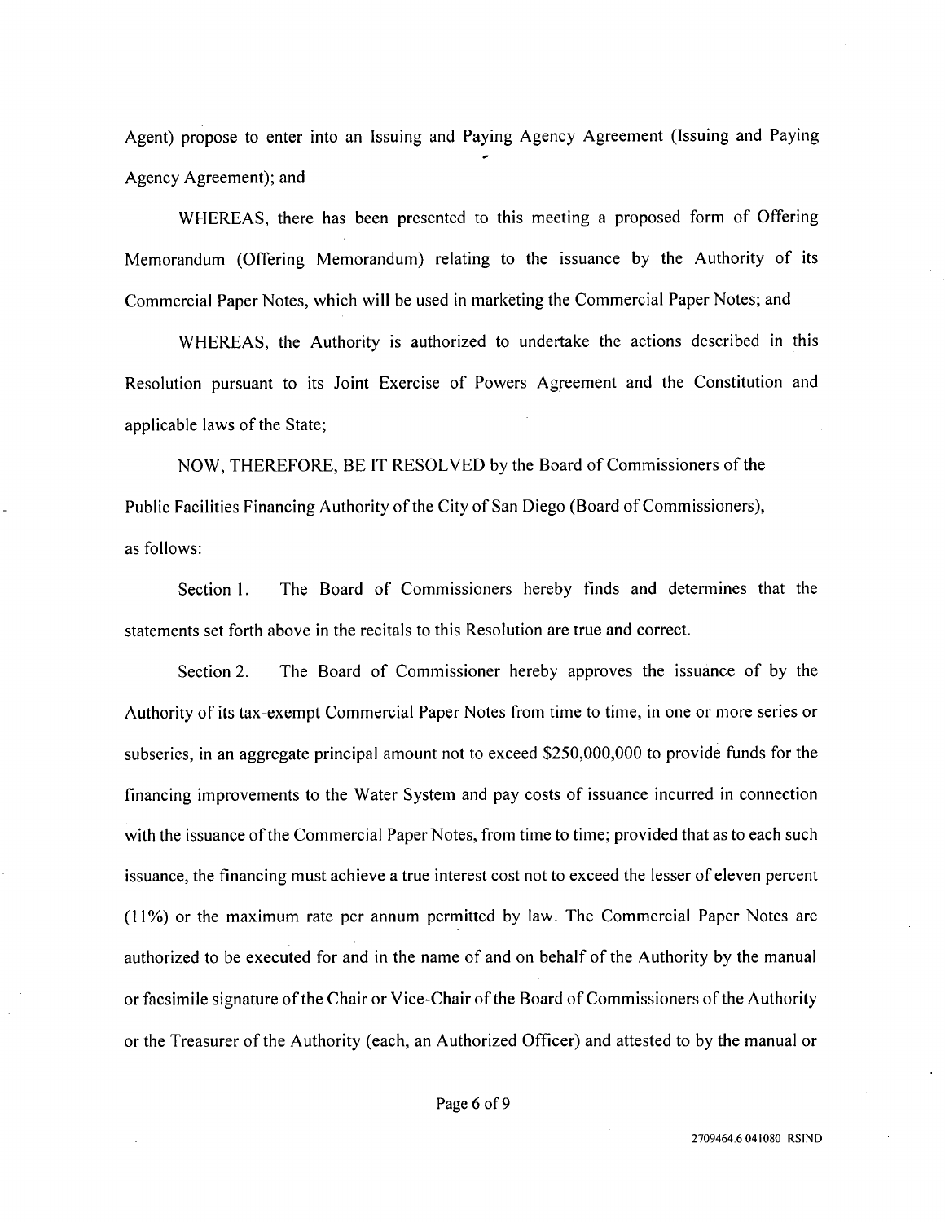Agent) propose to enter into an Issuing and Paying Agency Agreement (Issuing and Paying Agency Agreement); and

WHEREAS, there has been presented to this meeting a proposed form of Offering Memorandum (Offering Memorandum) relating to the issuance by the Authority of its Commercial Paper Notes, which will be used in marketing the Commercial Paper Notes; and

WHEREAS, the Authority is authorized to undertake the actions described in this Resolution pursuant to its Joint Exercise of Powers Agreement and the Constitution and applicable laws of the State;

NOW, THEREFORE, BE IT RESOLVED by the Board of Commissioners of the Public Facilities Financing Authority of the City of San Diego (Board of Commissioners), as follows:

Section 1. The Board of Commissioners hereby finds and determines that the statements set forth above in the recitals to this Resolution are true and correct.

Section 2. The Board of Commissioner hereby approves the issuance of by the Authority of its tax-exempt Commercial Paper Notes from time to time, in one or more series or subseries, in an aggregate principal amount not to exceed $250,000,000 to provide funds for the financing improvements to the Water System and pay costs of issuance incurred in connection with the issuance of the Commercial Paper Notes, from time to time; provided that as to each such issuance, the financing must achieve a true interest cost not to exceed the lesser of eleven percent (11%) or the maximum rate per annum permitted by law. The Commercial Paper Notes are authorized to be executed for and in the name of and on behalf of the Authority by the manual or facsimile signature of the Chair or Vice-Chair of the Board of Commissioners of the Authority or the Treasurer of the Authority (each, an Authorized Officer) and attested to by the manual or

2709464.6 041080 RSIND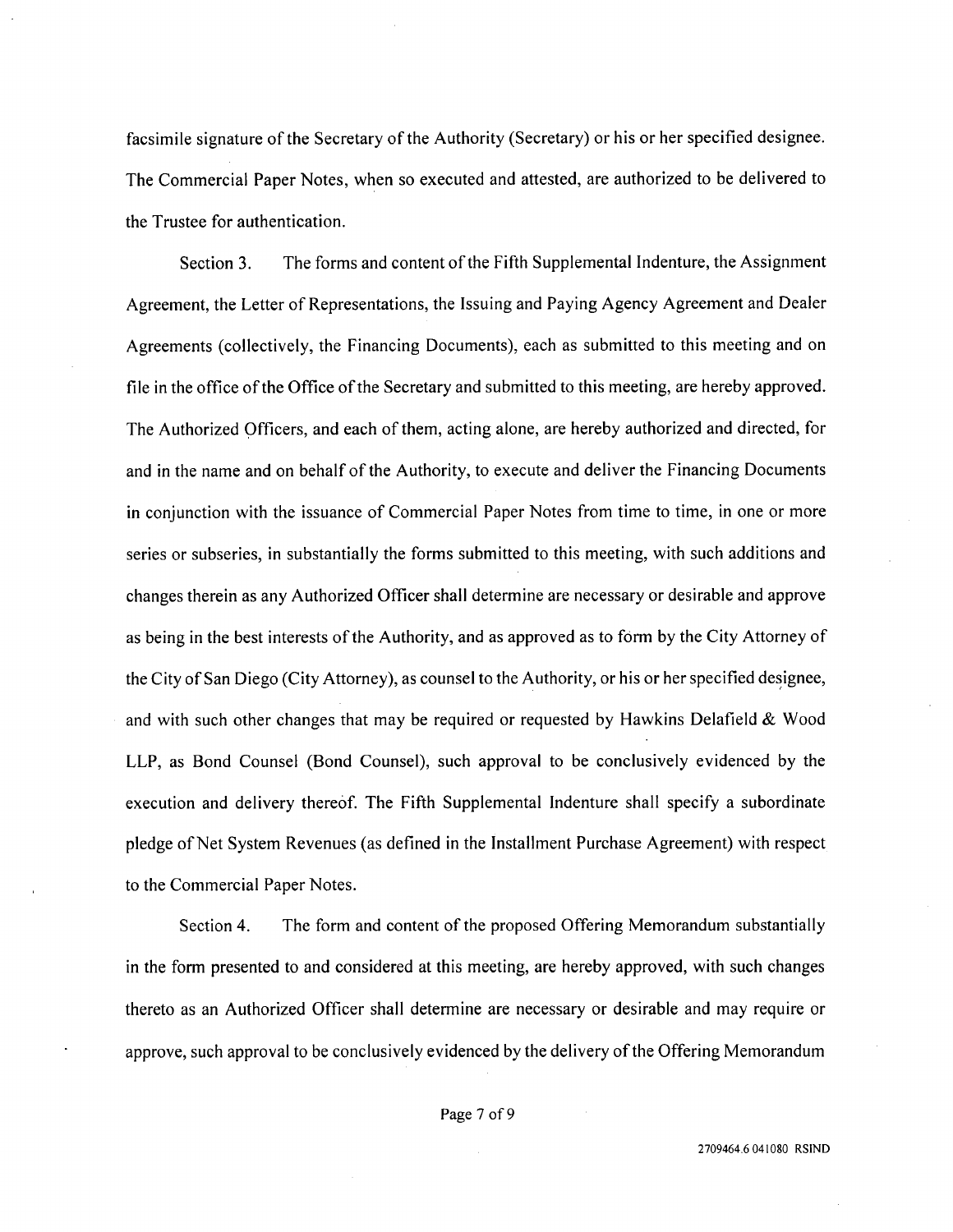facsimile signature of the Secretary of the Authority (Secretary) or his or her specified designee. The Commercial Paper Notes, when so executed and attested, are authorized to be delivered to the Trustee for authentication.

Section 3. The forms and content of the Fifth Supplemental Indenture, the Assignment Agreement, the Letter of Representations, the Issuing and Paying Agency Agreement and Dealer Agreements (collectively, the Financing Documents), each as submitted to this meeting and on file in the office of the Office of the Secretary and submitted to this meeting, are hereby approved. The Authorized Officers, and each of them, acting alone, are hereby authorized and directed, for and in the name and on behalf of the Authority, to execute and deliver the Financing Documents in conjunction with the issuance of Commercial Paper Notes from time to time, in one or more series or subseries, in substantially the forms submitted to this meeting, with such additions and changes therein as any Authorized Officer shall determine are necessary or desirable and approve as being in the best interests of the Authority, and as approved as to form by the City Attorney of the City of San Diego (City Attorney), as counsel to the Authority, or his or her specified designee, and with such other changes that may be required or requested by Hawkins Delafield & Wood LLP, as Bond Counsel (Bond Counsel), such approval to be conclusively evidenced by the execution and delivery thereof. The Fifth Supplemental Indenture shall specify a subordinate pledge of Net System Revenues (as defined in the Installment Purchase Agreement) with respect to the Commercial Paper Notes.

Section 4. The form and content of the proposed Offering Memorandum substantially in the form presented to and considered at this meeting, are hereby approved, with such changes thereto as an Authorized Officer shall determine are necessary or desirable and may require or approve, such approval to be conclusively evidenced by the delivery of the Offering Memorandum

2709464.6 041080 RSIND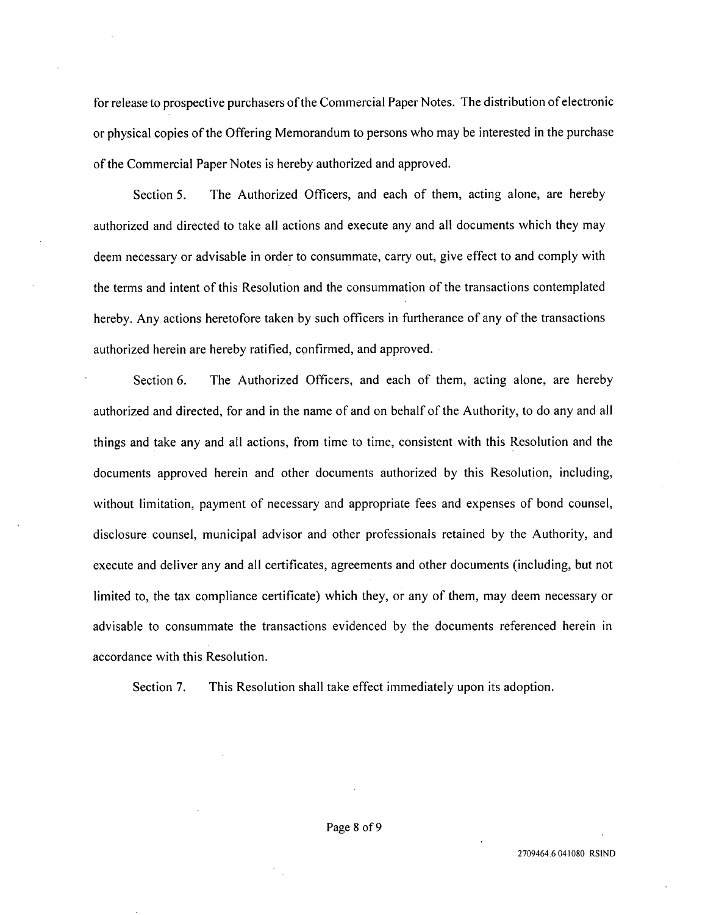for release to prospective purchasers of the Commercial Paper Notes. The distribution of electronic or physical copies of the Offering Memorandum to persons who may be interested in the purchase of the Commercial Paper Notes is hereby authorized and approved.

Section 5. The Authorized Officers, and each of them, acting alone, are hereby authorized and directed to take all actions and execute any and all documents which they may deem necessary or advisable in order to consummate, carry out, give effect to and comply with the terms and intent of this Resolution and the consummation of the transactions contemplated hereby. Any actions heretofore taken by such officers in furtherance of any of the transactions authorized herein are hereby ratified, confirmed, and approved.

Section 6. The Authorized Officers, and each of them, acting alone, are hereby authorized and directed, for and in the name of and on behalf of the Authority, to do any and all things and take any and all actions, from time to time, consistent with this Resolution and the documents approved herein and other documents authorized by this Resolution, including, without limitation, payment of necessary and appropriate fees and expenses of bond counsel, disclosure counsel, municipal advisor and other professionals retained by the Authority, and execute and deliver any and all certificates, agreements and other documents (including, but not limited to, the tax compliance certificate) which they, or any of them, may deem necessary or advisable to consummate the transactions evidenced by the documents referenced herein in accordance with this Resolution.

Section 7. This Resolution shall take effect immediately upon its adoption.

2709464.6 041080 RSIND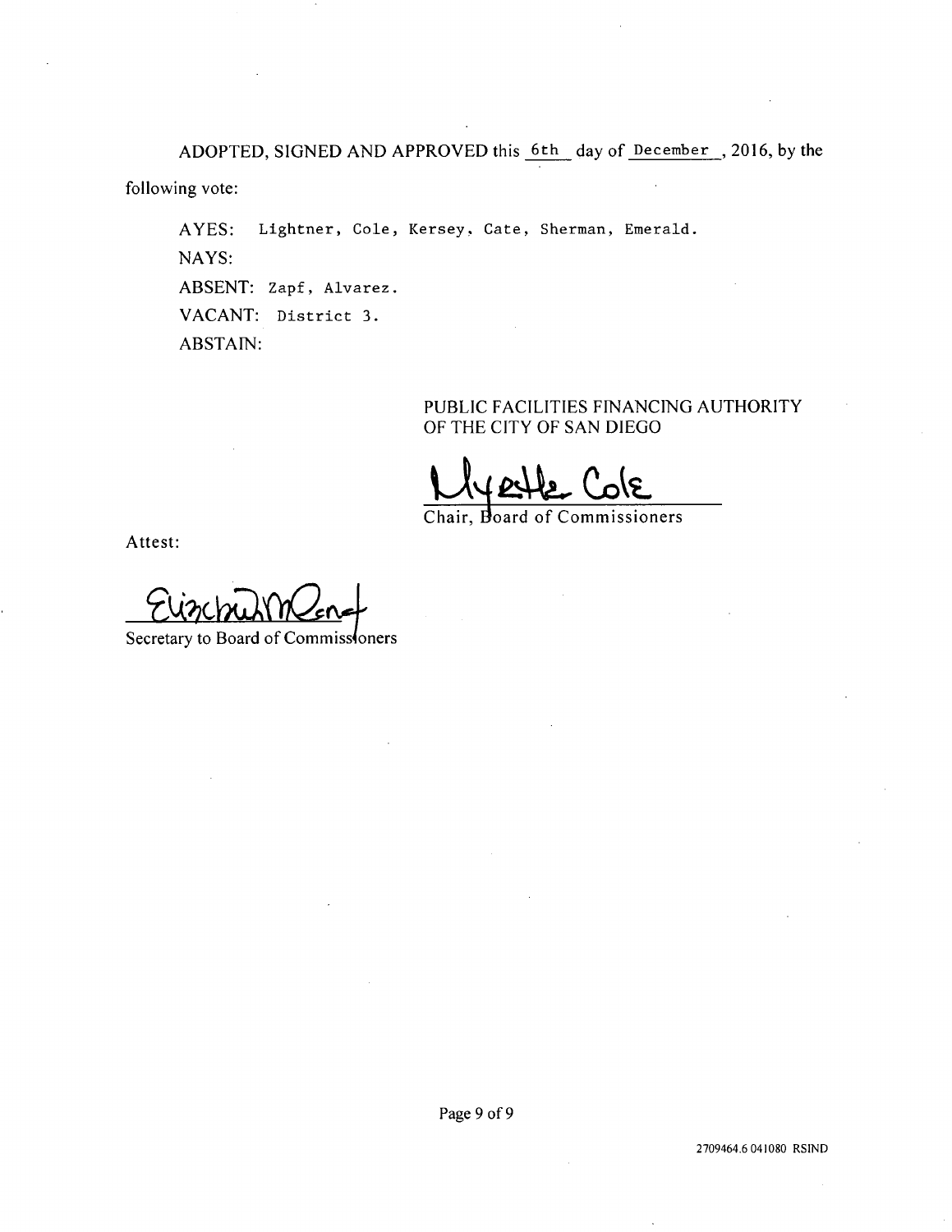ADOPTED, SIGNED AND APPROVED this 6th day of December, 2016, by the following vote:

AYES: Lightner, Cole, Kersey, Cate, Sherman, Emerald.

NAYS:

ABSENT: Zapf, Alvarez.

VACANT: District 3.

ABSTAIN:

PUBLIC FACILITIES FINANCING AUTHORITY
OF THE CITY OF SAN DIEGO

Myrtle Cole
Chair, Board of Commissioners

Attest:

Elizabeth Maland
Secretary to Board of Commissioners

2709464.6 041080 RSIND